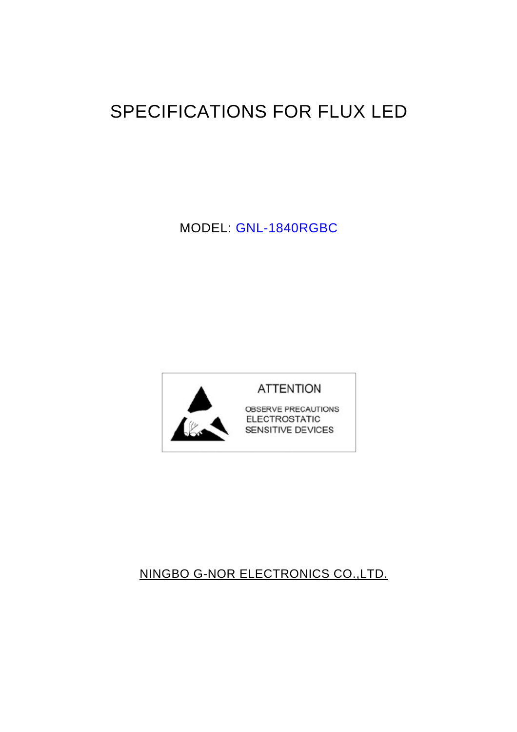# SPECIFICATIONS FOR FLUX LED

MODEL: GNL-1840RGBC

**ATTENTION**

OBSERVE PRECAUTIONS
ELECTROSTATIC
SENSITIVE DEVICES

NINGBO G-NOR ELECTRONICS CO.,LTD.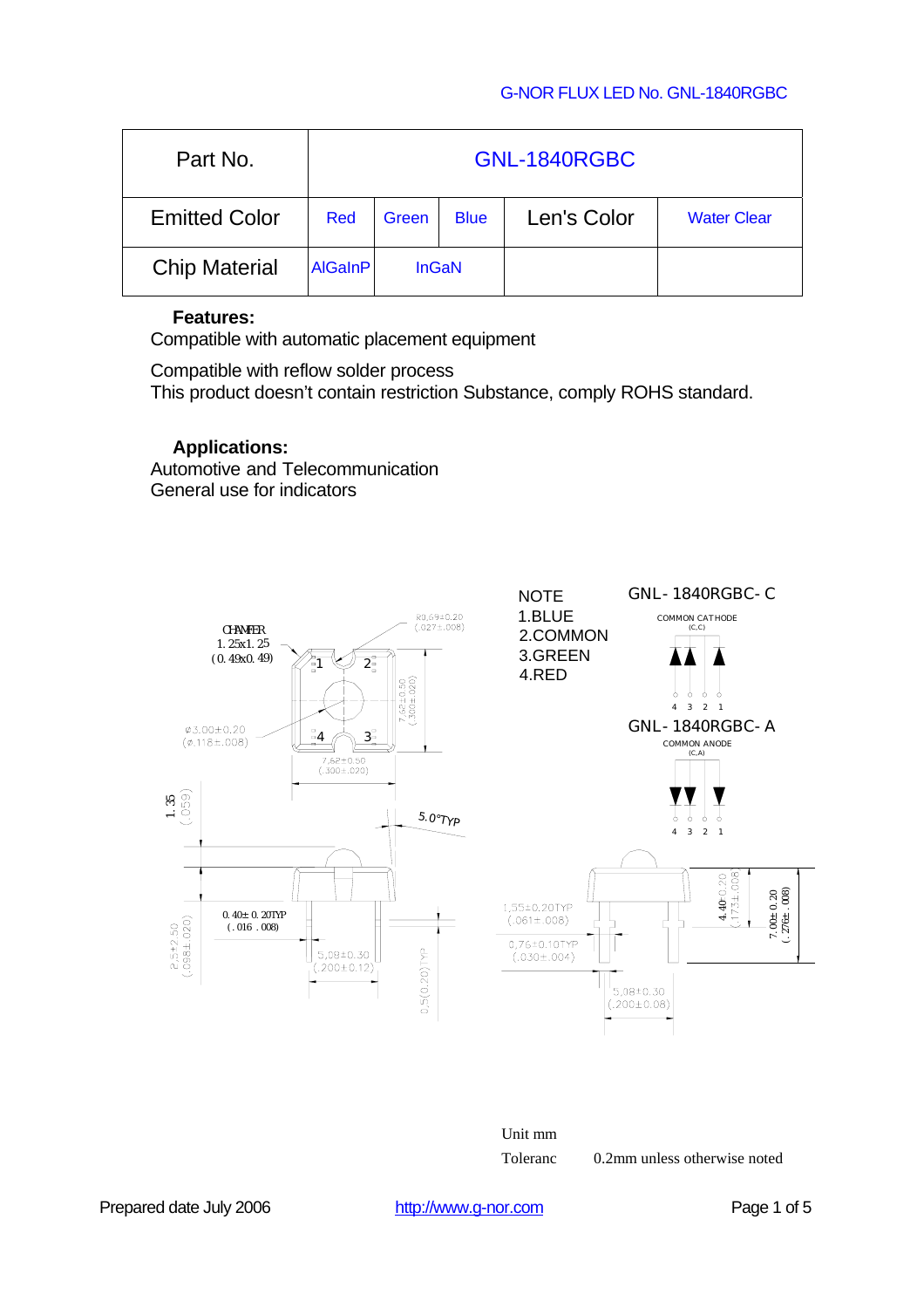| Part No. | GNL-1840RGBC | | | | |
|---|---|---|---|---|---|
| Emitted Color | Red | Green | Blue | Len's Color | Water Clear |
| Chip Material | AlGaInP | InGaN | | | |

**Features:**

Compatible with automatic placement equipment

Compatible with reflow solder process
This product doesn't contain restriction Substance, comply ROHS standard.

**Applications:**

Automotive and Telecommunication
General use for indicators

NOTE
1.BLUE
2.COMMON
3.GREEN
4.RED

GNL-1840RGBC-C
COMMON CATHODE (C,C)

GNL-1840RGBC-A
COMMON ANODE (C,A)

CHAMFER 1.25x1.25 (0.49x0.49)

R0.69±0.20 (.027±.008)

φ3.00±0.20 (φ.118±.008)

7.62±0.50 (.300±.020)

1.35 (.059)

5.0°TYP

0.40±0.20TYP (.016 .008)

2.5±2.50 (.098±.020)

5.08±0.30 (.200±0.12)

0.5(0.20)TYP

1.55±0.20TYP (.061±.008)

0.76±0.10TYP (.030±.004)

5.08±0.30 (.200±0.08)

4.40±0.20 (.173±.008)

7.00±0.20 (.276±.008)

Unit mm
Toleranc 0.2mm unless otherwise noted

Prepared date July 2006 http://www.g-nor.com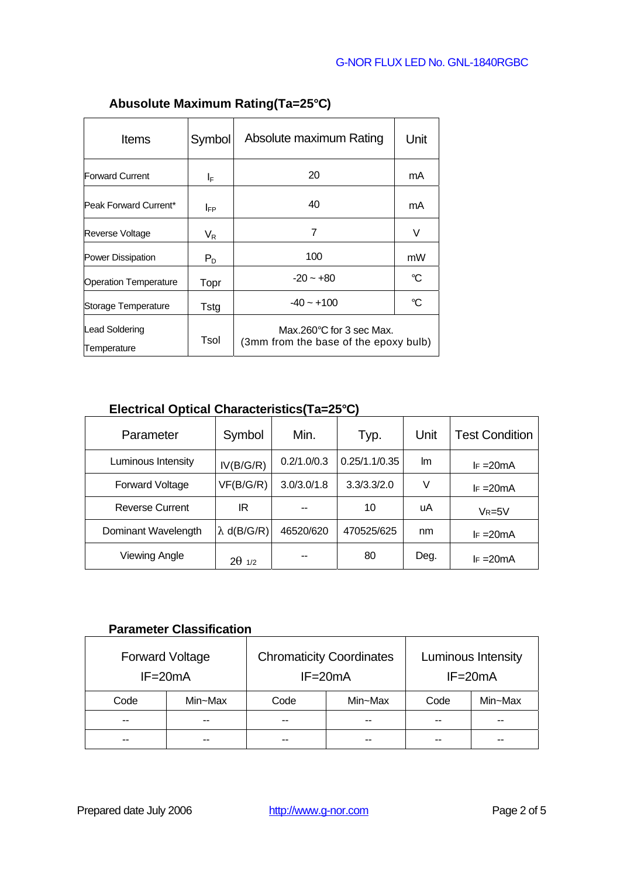## Abusolute Maximum Rating(Ta=25℃)

| Items | Symbol | Absolute maximum Rating | Unit |
|---|---|---|---|
| Forward Current | $I_F$ | 20 | mA |
| Peak Forward Current* | $I_{FP}$ | 40 | mA |
| Reverse Voltage | $V_R$ | 7 | V |
| Power Dissipation | $P_D$ | 100 | mW |
| Operation Temperature | Topr | -20 ~ +80 | ℃ |
| Storage Temperature | Tstg | -40 ~ +100 | ℃ |
| Lead Soldering Temperature | Tsol | Max.260℃ for 3 sec Max. (3mm from the base of the epoxy bulb) | |

## Electrical Optical Characteristics(Ta=25℃)

| Parameter | Symbol | Min. | Typ. | Unit | Test Condition |
|---|---|---|---|---|---|
| Luminous Intensity | IV(B/G/R) | 0.2/1.0/0.3 | 0.25/1.1/0.35 | lm | $I_F$ =20mA |
| Forward Voltage | VF(B/G/R) | 3.0/3.0/1.8 | 3.3/3.3/2.0 | V | $I_F$ =20mA |
| Reverse Current | IR | -- | 10 | uA | $V_R$=5V |
| Dominant Wavelength | λ d(B/G/R) | 46520/620 | 470525/625 | nm | $I_F$ =20mA |
| Viewing Angle | $2\theta_{1/2}$ | -- | 80 | Deg. | $I_F$ =20mA |

## Parameter Classification

| Forward Voltage IF=20mA | | Chromaticity Coordinates IF=20mA | | Luminous Intensity IF=20mA | |
|---|---|---|---|---|---|
| Code | Min~Max | Code | Min~Max | Code | Min~Max |
| -- | -- | -- | -- | -- | -- |
| -- | -- | -- | -- | -- | -- |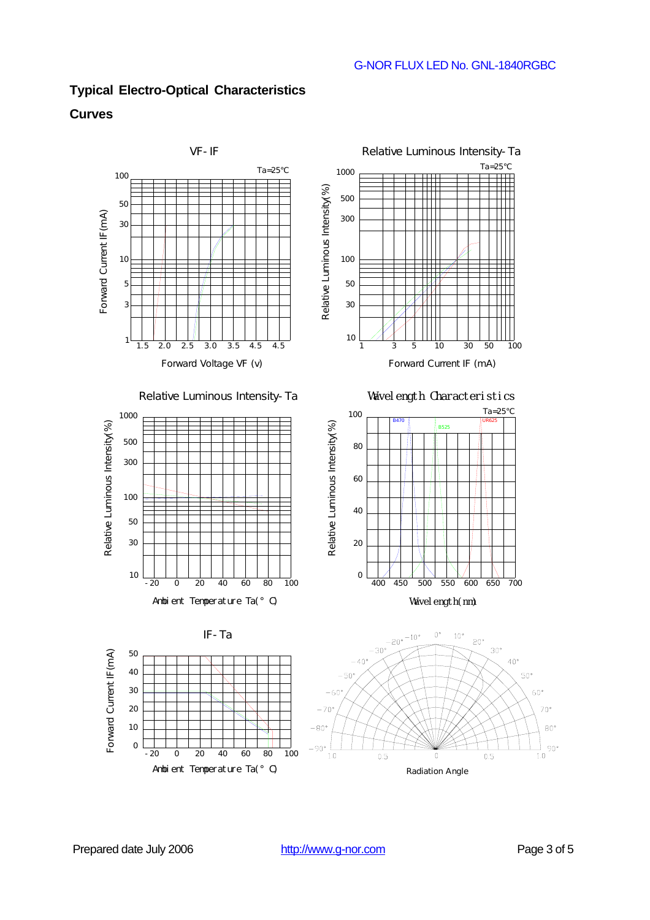## Typical Electro-Optical Characteristics

### Curves

VF-IF

Ta=25℃

Forward Current IF(mA)

Forward Voltage VF (v)

Relative Luminous Intensity-Ta

Ta=25℃

Relative Luminous Intensity(%)

Forward Current IF (mA)

Relative Luminous Intensity-Ta

Relative Luminous Intensity(%)

Ambient Temperature Ta(°C)

Wavelength Characteristics

Ta=25℃

Relative Luminous Intensity(%)

Wavelength(nm)

IF-Ta

Forward Current IF(mA)

Ambient Temperature Ta(°C)

Radiation Angle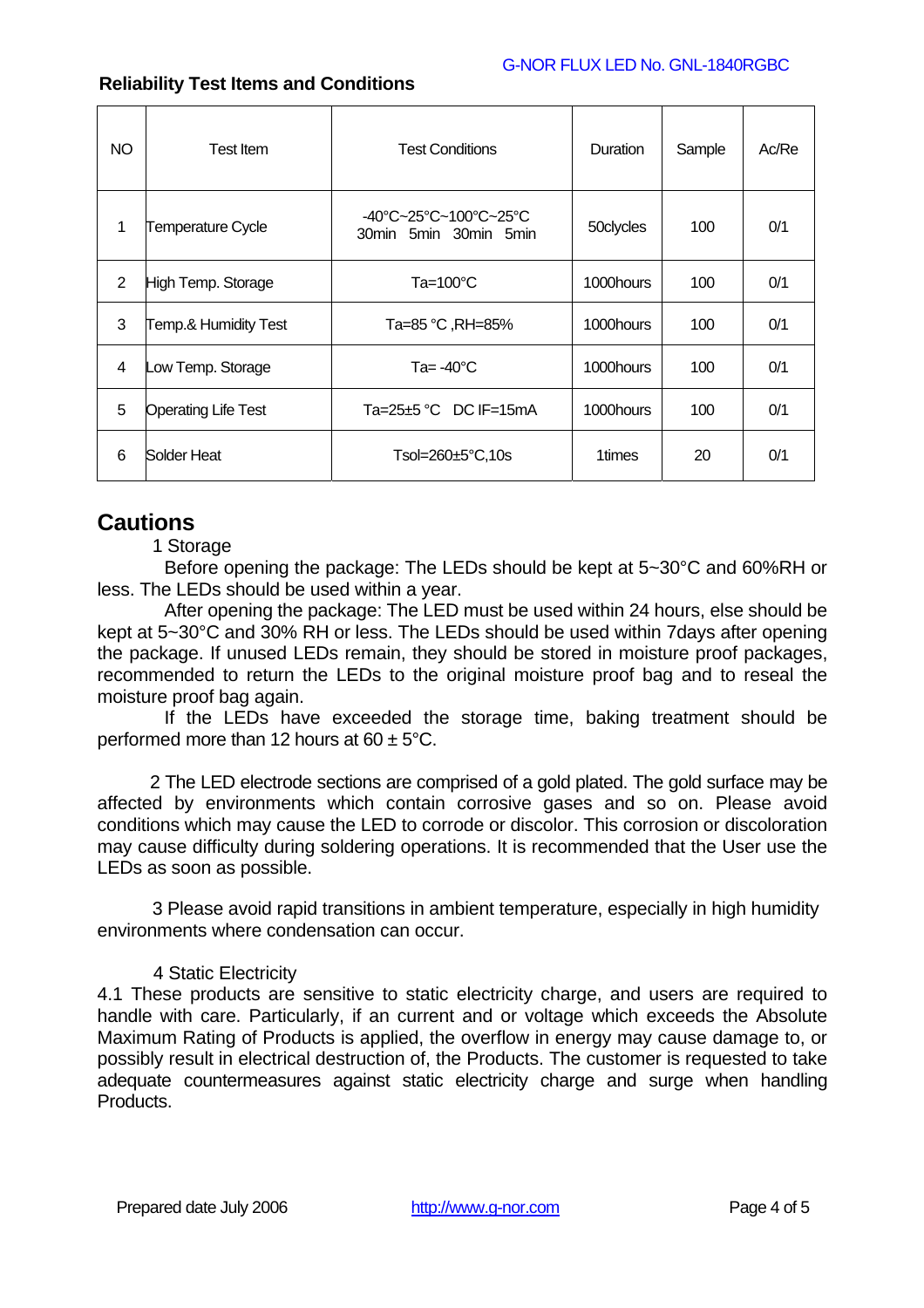## Reliability Test Items and Conditions

| NO | Test Item | Test Conditions | Duration | Sample | Ac/Re |
|---|---|---|---|---|---|
| 1 | Temperature Cycle | -40°C~25°C~100°C~25°C<br>30min 5min 30min 5min | 50clycles | 100 | 0/1 |
| 2 | High Temp. Storage | Ta=100°C | 1000hours | 100 | 0/1 |
| 3 | Temp.& Humidity Test | Ta=85 °C ,RH=85% | 1000hours | 100 | 0/1 |
| 4 | Low Temp. Storage | Ta= -40°C | 1000hours | 100 | 0/1 |
| 5 | Operating Life Test | Ta=25±5 °C DC IF=15mA | 1000hours | 100 | 0/1 |
| 6 | Solder Heat | Tsol=260±5°C,10s | 1times | 20 | 0/1 |

## Cautions

1 Storage

Before opening the package: The LEDs should be kept at 5~30°C and 60%RH or less. The LEDs should be used within a year.

After opening the package: The LED must be used within 24 hours, else should be kept at 5~30°C and 30% RH or less. The LEDs should be used within 7days after opening the package. If unused LEDs remain, they should be stored in moisture proof packages, recommended to return the LEDs to the original moisture proof bag and to reseal the moisture proof bag again.

If the LEDs have exceeded the storage time, baking treatment should be performed more than 12 hours at 60 ± 5°C.

2 The LED electrode sections are comprised of a gold plated. The gold surface may be affected by environments which contain corrosive gases and so on. Please avoid conditions which may cause the LED to corrode or discolor. This corrosion or discoloration may cause difficulty during soldering operations. It is recommended that the User use the LEDs as soon as possible.

3 Please avoid rapid transitions in ambient temperature, especially in high humidity environments where condensation can occur.

4 Static Electricity

4.1 These products are sensitive to static electricity charge, and users are required to handle with care. Particularly, if an current and or voltage which exceeds the Absolute Maximum Rating of Products is applied, the overflow in energy may cause damage to, or possibly result in electrical destruction of, the Products. The customer is requested to take adequate countermeasures against static electricity charge and surge when handling Products.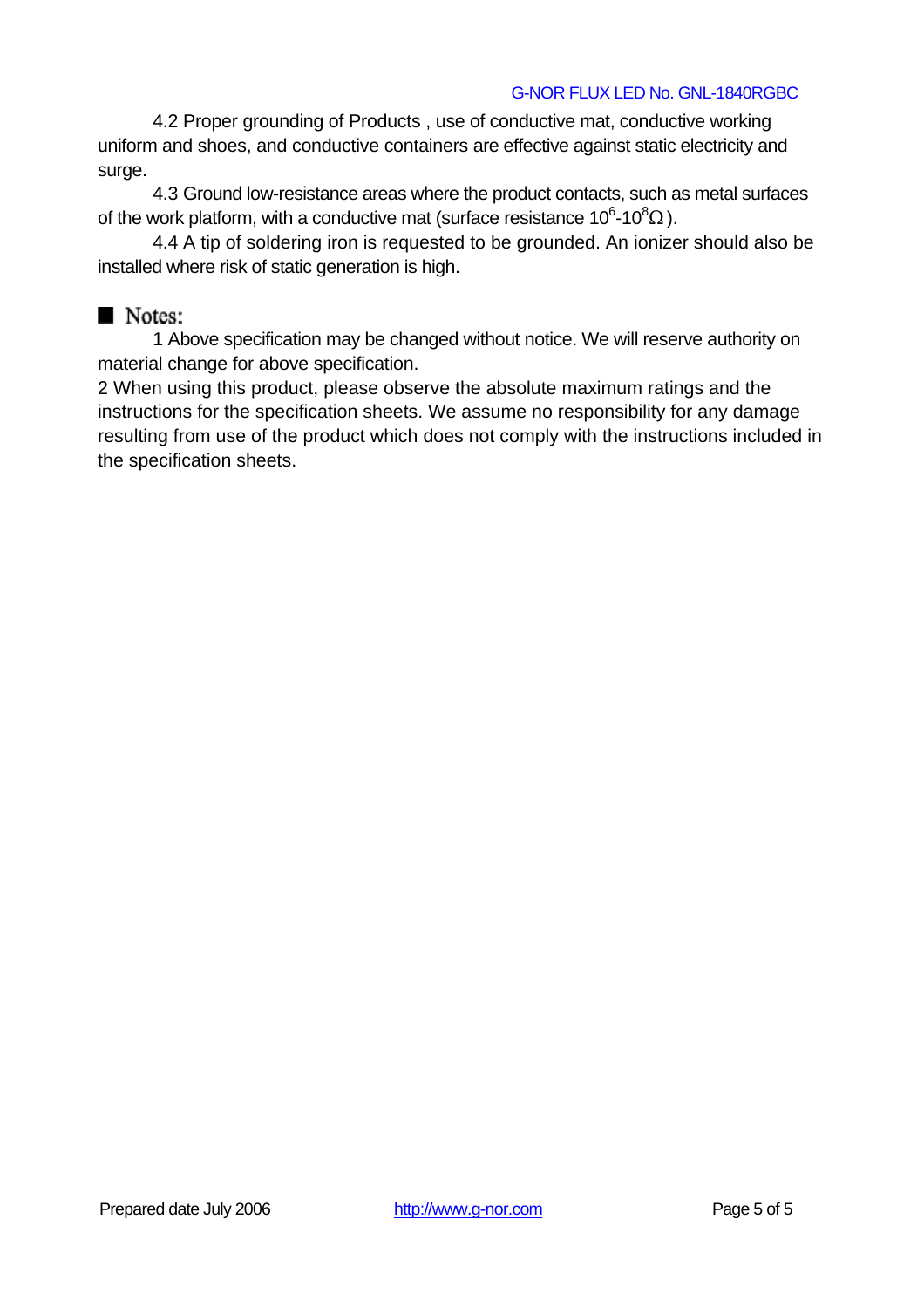4.2 Proper grounding of Products , use of conductive mat, conductive working uniform and shoes, and conductive containers are effective against static electricity and surge.

4.3 Ground low-resistance areas where the product contacts, such as metal surfaces of the work platform, with a conductive mat (surface resistance $10^6$-$10^8\Omega$).

4.4 A tip of soldering iron is requested to be grounded. An ionizer should also be installed where risk of static generation is high.

## ■ Notes:

1 Above specification may be changed without notice. We will reserve authority on material change for above specification.

2 When using this product, please observe the absolute maximum ratings and the instructions for the specification sheets. We assume no responsibility for any damage resulting from use of the product which does not comply with the instructions included in the specification sheets.